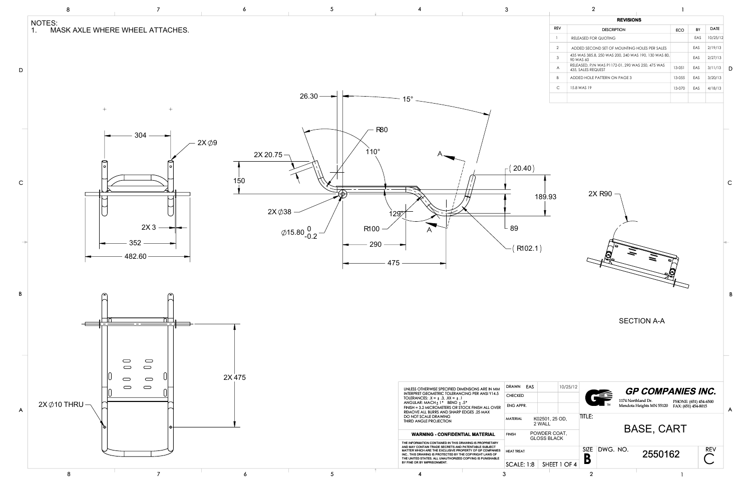NOTES:

1. MASK AXLE WHERE WHEEL ATTACHES.

## REVISIONS

| REV | DESCRIPTION | ECO | BY | DATE |
|---|---|---|---|---|
| 1 | RELEASED FOR QUOTING | | EAS | 10/25/12 |
| 2 | ADDED SECOND SET OF MOUNTING HOLES PER SALES | | EAS | 2/19/13 |
| 3 | 435 WAS 385.8, 250 WAS 200, 240 WAS 190, 130 WAS 80, 90 WAS 60 | | EAS | 2/27/13 |
| A | RELEASED, P/N WAS P1172-01, 290 WAS 250, 475 WAS 435, SALES REQUEST | 13-051 | EAS | 3/11/13 |
| B | ADDED HOLE PATTERN ON PAGE 3 | 13-055 | EAS | 3/20/13 |
| C | 15.8 WAS 19 | 13-070 | EAS | 4/18/13 |

304

2X ∅9

2X 3

352

482.60

2X 475

2X ∅10 THRU

26.30

15°

R80

110°

2X 20.75

150

A

(20.40)

189.93

2X ∅38

∅15.80 0 / -0.2

129°

R100

A

89

(R102.1)

290

475

2X R90

SECTION A-A

UNLESS OTHERWISE SPECIFIED DIMENSIONS ARE IN MM
INTERPRET GEOMETRIC TOLERANCING PER ANSI Y14.5
TOLERANCES: .X = ± .3, .XX = ± .1
ANGULAR: MACH ± 1° BEND ± .5°
FINISH = 3.2 MICROMETERS OR STOCK FINISH ALL OVER
REMOVE ALL BURRS AND SHARP EDGES .25 MAX
DO NOT SCALE DRAWING
THIRD ANGLE PROJECTION

**WARNING - CONFIDENTIAL MATERIAL**

THE INFORMATION CONTAINED IN THIS DRAWING IS PROPRIETARY AND MAY CONTAIN TRADE SECRETS AND PATENTABLE SUBJECT MATTER WHICH ARE THE EXCLUSIVE PROPERTY OF GP COMPANIES INC.. THIS DRAWING IS PROTECTED BY THE COPYRIGHT LAWS OF THE UNITED STATES. ALL UNAUTHORIZED COPYING IS PUNISHABLE BY FINE OR BY IMPRISONMENT.

| | | |
|---|---|---|
| DRAWN | EAS | 10/25/12 |
| CHECKED | | |
| ENG APPR. | | |
| MATERIAL | K02501, 25 OD, 2 WALL | |
| FINISH | POWDER COAT, GLOSS BLACK | |
| HEAT TREAT | | |

**GP COMPANIES INC.**
1174 Northland Dr.
Mendota Heights MN 55120
PHONE: (651) 454-6500
FAX: (651) 454-8015

TITLE: BASE, CART

SIZE: B
DWG. NO.: 2550162
REV: C

SCALE: 1:8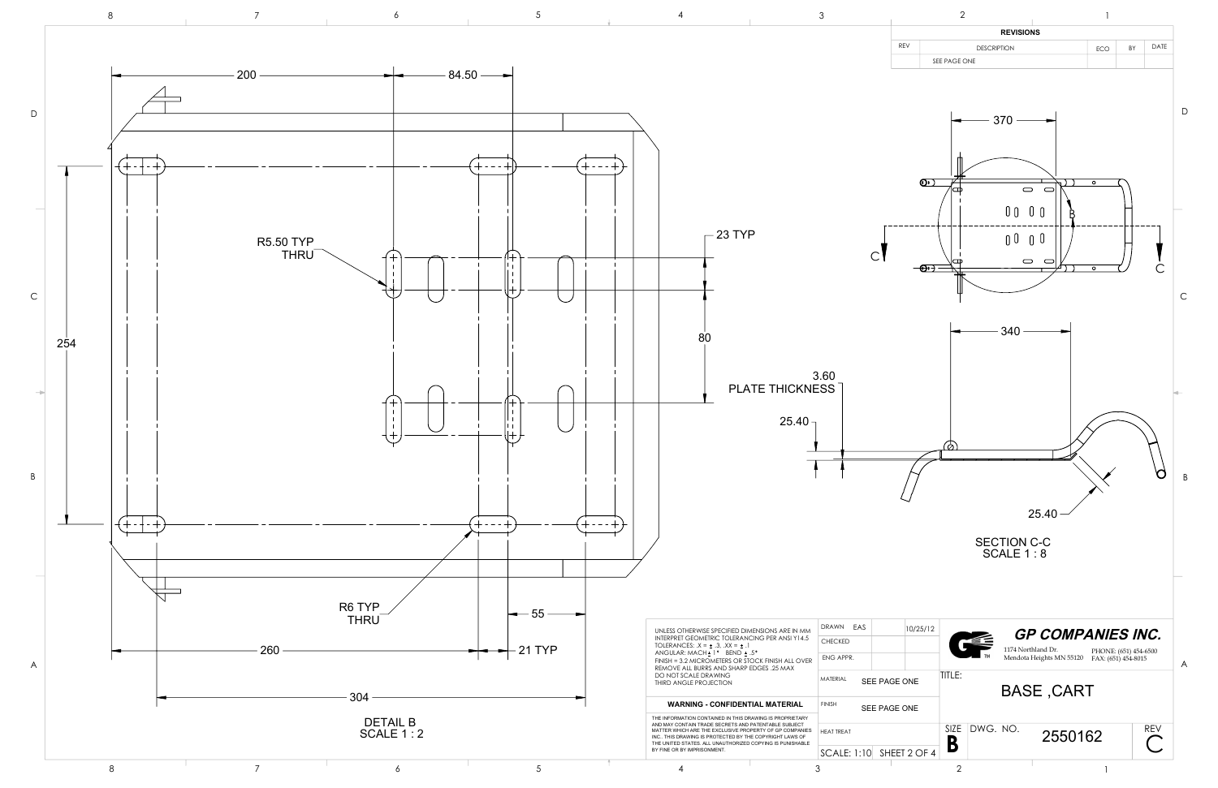| REVISIONS | | | | |
|---|---|---|---|---|
| REV | DESCRIPTION | ECO | BY | DATE |
| | SEE PAGE ONE | | | |

200

84.50

R5.50 TYP
THRU

23 TYP

254

80

3.60
PLATE THICKNESS

R6 TYP
THRU

55

260

21 TYP

304

DETAIL B
SCALE 1 : 2

370

C

B

C

340

25.40

25.40

SECTION C-C
SCALE 1 : 8

UNLESS OTHERWISE SPECIFIED DIMENSIONS ARE IN MM
INTERPRET GEOMETRIC TOLERANCING PER ANSI Y14.5
TOLERANCES: .X = ± .3 .XX = ± .1
ANGULAR: MACH ± 1° BEND ± .5°
FINISH = 3.2 MICROMETERS OR STOCK FINISH ALL OVER
REMOVE ALL BURRS AND SHARP EDGES .25 MAX
DO NOT SCALE DRAWING
THIRD ANGLE PROJECTION

**WARNING - CONFIDENTIAL MATERIAL**

THE INFORMATION CONTAINED IN THIS DRAWING IS PROPRIETARY AND MAY CONTAIN TRADE SECRETS AND PATENTABLE SUBJECT MATTER WHICH ARE THE EXCLUSIVE PROPERTY OF GP COMPANIES INC.. THIS DRAWING IS PROTECTED BY THE COPYRIGHT LAWS OF THE UNITED STATES. ALL UNAUTHORIZED COPYING IS PUNISHABLE BY FINE OR BY IMPRISONMENT.

| | | |
|---|---|---|
| DRAWN | EAS | 10/25/12 |
| CHECKED | | |
| ENG APPR. | | |
| MATERIAL | SEE PAGE ONE | |
| FINISH | SEE PAGE ONE | |
| HEAT TREAT | | |
| SCALE: 1:10 | SHEET 2 OF 4 | |

**GP COMPANIES INC.**
1174 Northland Dr.
Mendota Heights MN 55120
PHONE: (651) 454-6500
FAX: (651) 454-8015

TITLE: BASE ,CART

SIZE: B | DWG. NO. 2550162 | REV C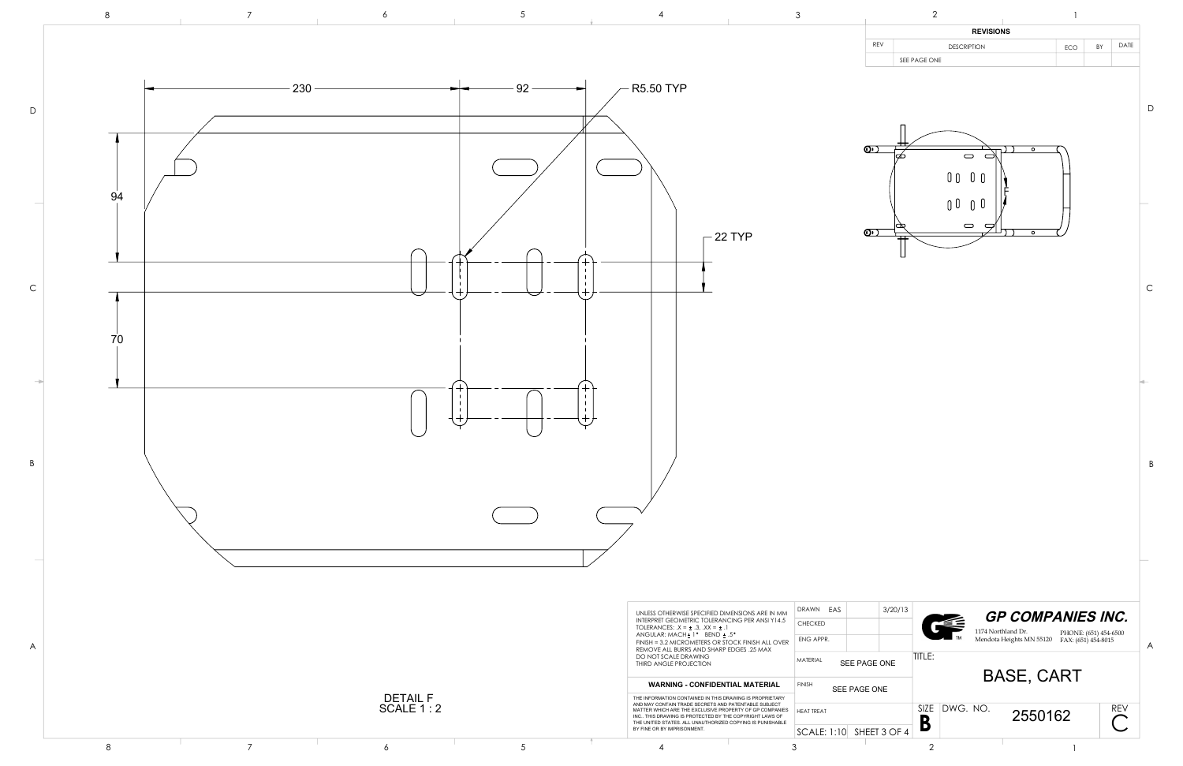## REVISIONS

| REV | DESCRIPTION | ECO | BY | DATE |
|---|---|---|---|---|
| | SEE PAGE ONE | | | |

230

92

R5.50 TYP

94

22 TYP

70

DETAIL F
SCALE 1 : 2

UNLESS OTHERWISE SPECIFIED DIMENSIONS ARE IN MM
INTERPRET GEOMETRIC TOLERANCING PER ANSI Y14.5
TOLERANCES: .X = ± .3, .XX = ± .1
ANGULAR: MACH ± 1° BEND ± .5°
FINISH = 3.2 MICROMETERS OR STOCK FINISH ALL OVER
REMOVE ALL BURRS AND SHARP EDGES .25 MAX
DO NOT SCALE DRAWING
THIRD ANGLE PROJECTION

**WARNING - CONFIDENTIAL MATERIAL**

THE INFORMATION CONTAINED IN THIS DRAWING IS PROPRIETARY AND MAY CONTAIN TRADE SECRETS AND PATENTABLE SUBJECT MATTER WHICH ARE THE EXCLUSIVE PROPERTY OF GP COMPANIES INC.. THIS DRAWING IS PROTECTED BY THE COPYRIGHT LAWS OF THE UNITED STATES. ALL UNAUTHORIZED COPYING IS PUNISHABLE BY FINE OR BY IMPRISONMENT.

| | | |
|---|---|---|
| DRAWN | EAS | 3/20/13 |
| CHECKED | | |
| ENG APPR. | | |
| MATERIAL | SEE PAGE ONE | |
| FINISH | SEE PAGE ONE | |
| HEAT TREAT | | |
| SCALE: 1:10 | SHEET 3 OF 4 | |

**GP COMPANIES INC.**
1174 Northland Dr.
Mendota Heights MN 55120
PHONE: (651) 454-6500
FAX: (651) 454-8015

TITLE: BASE, CART

| SIZE | DWG. NO. | REV |
|---|---|---|
| B | 2550162 | C |